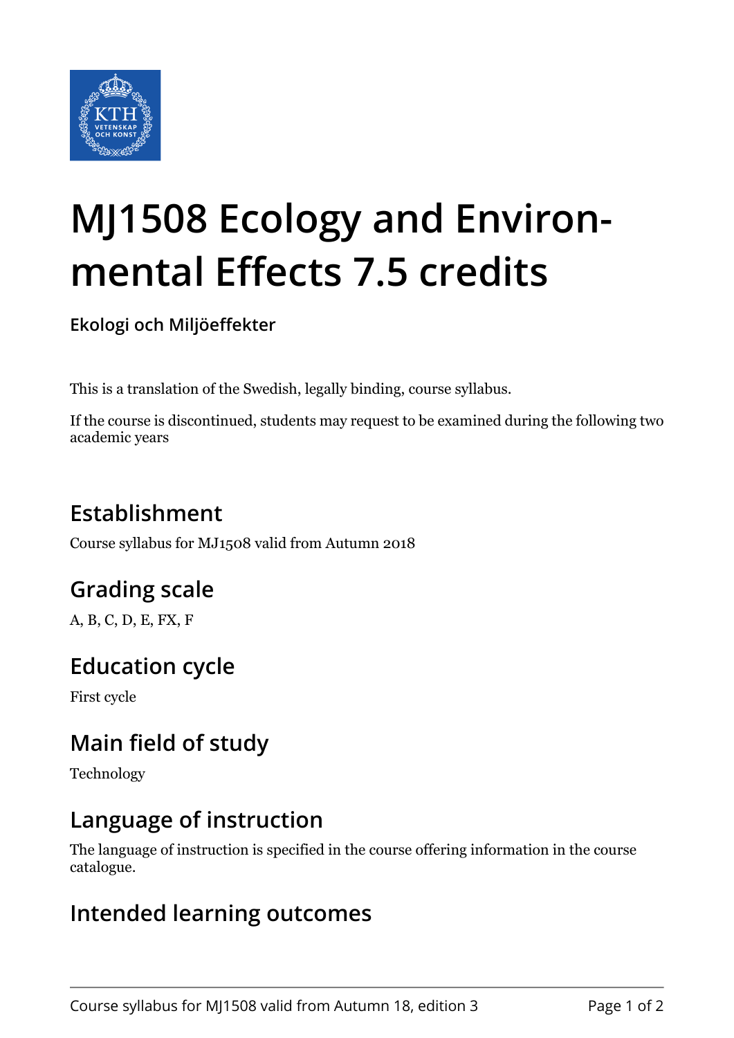# MJ1508 Ecology and Environmental Effects 7.5 credits

**Ekologi och Miljöeffekter**

This is a translation of the Swedish, legally binding, course syllabus.

If the course is discontinued, students may request to be examined during the following two academic years

## Establishment

Course syllabus for MJ1508 valid from Autumn 2018

## Grading scale

A, B, C, D, E, FX, F

## Education cycle

First cycle

## Main field of study

Technology

## Language of instruction

The language of instruction is specified in the course offering information in the course catalogue.

## Intended learning outcomes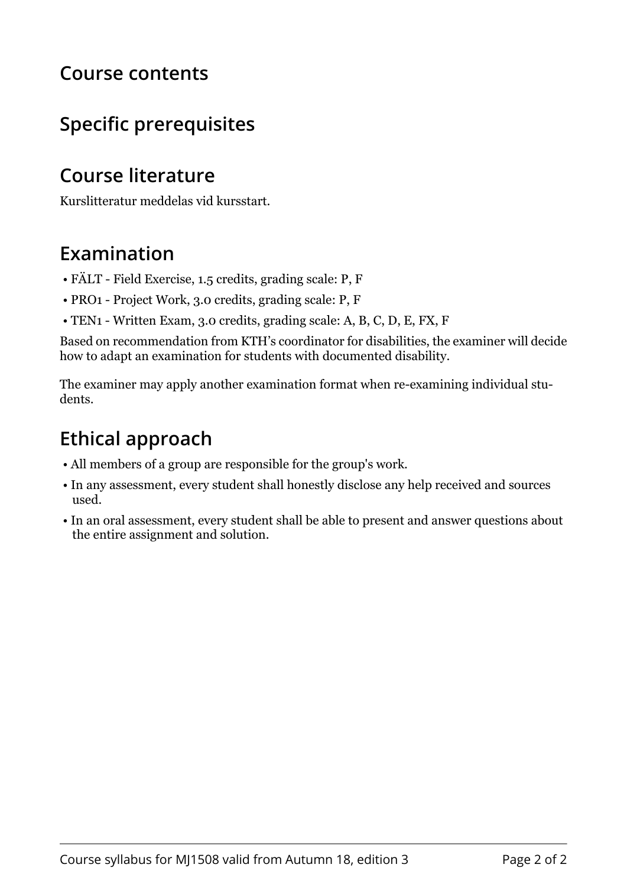## Course contents

## Specific prerequisites

## Course literature

Kurslitteratur meddelas vid kursstart.

## Examination

- FÄLT - Field Exercise, 1.5 credits, grading scale: P, F
- PRO1 - Project Work, 3.0 credits, grading scale: P, F
- TEN1 - Written Exam, 3.0 credits, grading scale: A, B, C, D, E, FX, F

Based on recommendation from KTH's coordinator for disabilities, the examiner will decide how to adapt an examination for students with documented disability.

The examiner may apply another examination format when re-examining individual students.

## Ethical approach

- All members of a group are responsible for the group's work.
- In any assessment, every student shall honestly disclose any help received and sources used.
- In an oral assessment, every student shall be able to present and answer questions about the entire assignment and solution.